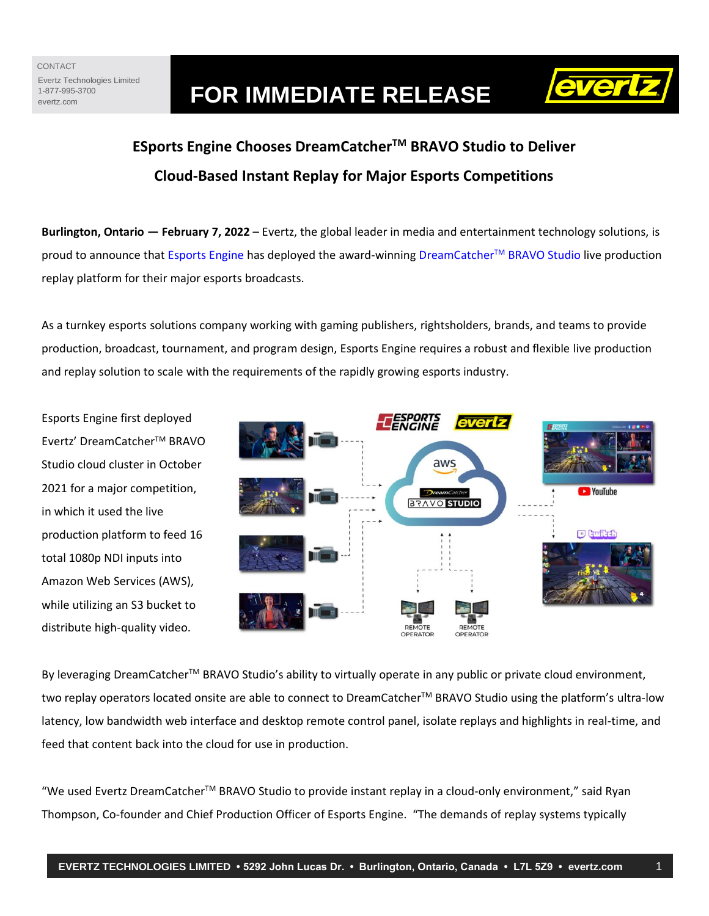CONTACT
Evertz Technologies Limited
1-877-995-3700
evertz.com

# FOR IMMEDIATE RELEASE

## ESports Engine Chooses DreamCatcher™ BRAVO Studio to Deliver Cloud-Based Instant Replay for Major Esports Competitions

**Burlington, Ontario — February 7, 2022** – Evertz, the global leader in media and entertainment technology solutions, is proud to announce that Esports Engine has deployed the award-winning DreamCatcher™ BRAVO Studio live production replay platform for their major esports broadcasts.

As a turnkey esports solutions company working with gaming publishers, rightsholders, brands, and teams to provide production, broadcast, tournament, and program design, Esports Engine requires a robust and flexible live production and replay solution to scale with the requirements of the rapidly growing esports industry.

Esports Engine first deployed Evertz' DreamCatcher™ BRAVO Studio cloud cluster in October 2021 for a major competition, in which it used the live production platform to feed 16 total 1080p NDI inputs into Amazon Web Services (AWS), while utilizing an S3 bucket to distribute high-quality video.

By leveraging DreamCatcher™ BRAVO Studio's ability to virtually operate in any public or private cloud environment, two replay operators located onsite are able to connect to DreamCatcher™ BRAVO Studio using the platform's ultra-low latency, low bandwidth web interface and desktop remote control panel, isolate replays and highlights in real-time, and feed that content back into the cloud for use in production.

"We used Evertz DreamCatcher™ BRAVO Studio to provide instant replay in a cloud-only environment," said Ryan Thompson, Co-founder and Chief Production Officer of Esports Engine. "The demands of replay systems typically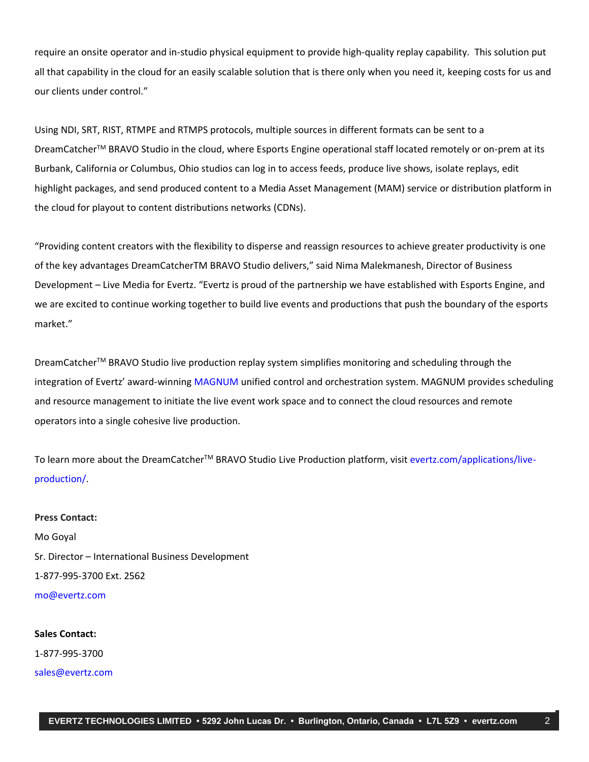require an onsite operator and in-studio physical equipment to provide high-quality replay capability. This solution put all that capability in the cloud for an easily scalable solution that is there only when you need it, keeping costs for us and our clients under control."

Using NDI, SRT, RIST, RTMPE and RTMPS protocols, multiple sources in different formats can be sent to a DreamCatcher™ BRAVO Studio in the cloud, where Esports Engine operational staff located remotely or on-prem at its Burbank, California or Columbus, Ohio studios can log in to access feeds, produce live shows, isolate replays, edit highlight packages, and send produced content to a Media Asset Management (MAM) service or distribution platform in the cloud for playout to content distributions networks (CDNs).

"Providing content creators with the flexibility to disperse and reassign resources to achieve greater productivity is one of the key advantages DreamCatcherTM BRAVO Studio delivers," said Nima Malekmanesh, Director of Business Development – Live Media for Evertz. "Evertz is proud of the partnership we have established with Esports Engine, and we are excited to continue working together to build live events and productions that push the boundary of the esports market."

DreamCatcher™ BRAVO Studio live production replay system simplifies monitoring and scheduling through the integration of Evertz' award-winning MAGNUM unified control and orchestration system. MAGNUM provides scheduling and resource management to initiate the live event work space and to connect the cloud resources and remote operators into a single cohesive live production.

To learn more about the DreamCatcher™ BRAVO Studio Live Production platform, visit evertz.com/applications/live-production/.

**Press Contact:**
Mo Goyal
Sr. Director – International Business Development
1-877-995-3700 Ext. 2562
mo@evertz.com

**Sales Contact:**
1-877-995-3700
sales@evertz.com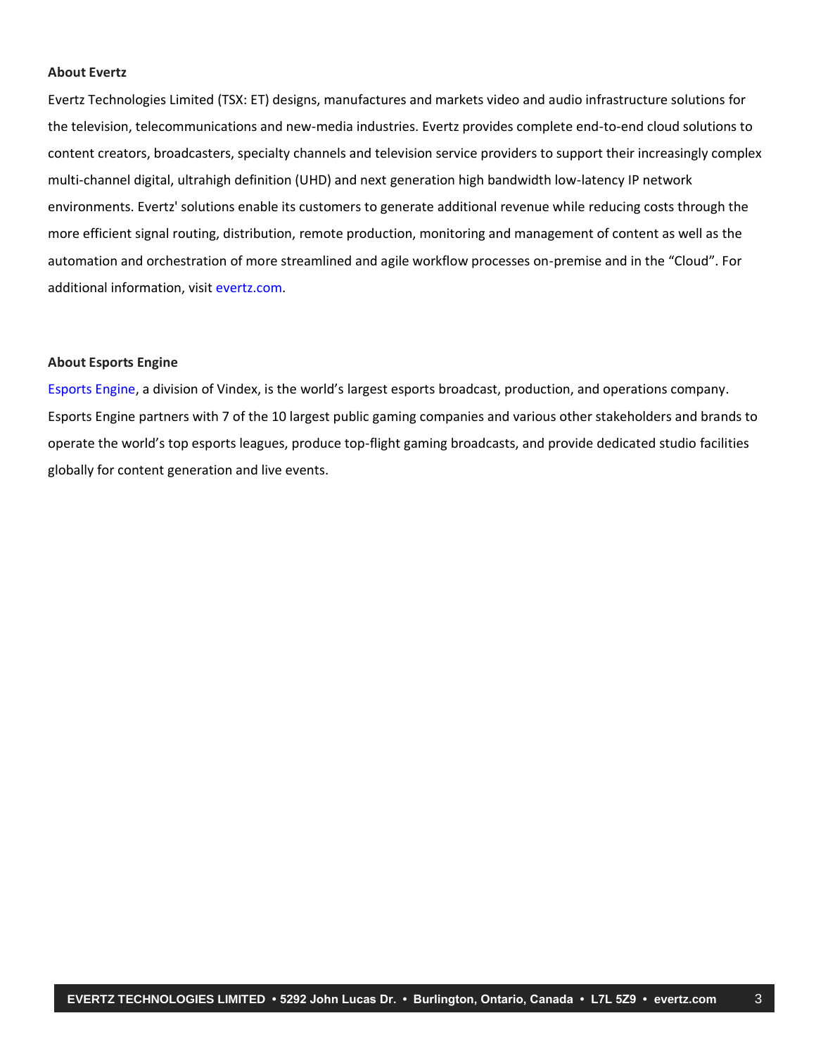**About Evertz**

Evertz Technologies Limited (TSX: ET) designs, manufactures and markets video and audio infrastructure solutions for the television, telecommunications and new-media industries. Evertz provides complete end-to-end cloud solutions to content creators, broadcasters, specialty channels and television service providers to support their increasingly complex multi-channel digital, ultrahigh definition (UHD) and next generation high bandwidth low-latency IP network environments. Evertz' solutions enable its customers to generate additional revenue while reducing costs through the more efficient signal routing, distribution, remote production, monitoring and management of content as well as the automation and orchestration of more streamlined and agile workflow processes on-premise and in the "Cloud". For additional information, visit evertz.com.

**About Esports Engine**

Esports Engine, a division of Vindex, is the world's largest esports broadcast, production, and operations company. Esports Engine partners with 7 of the 10 largest public gaming companies and various other stakeholders and brands to operate the world's top esports leagues, produce top-flight gaming broadcasts, and provide dedicated studio facilities globally for content generation and live events.